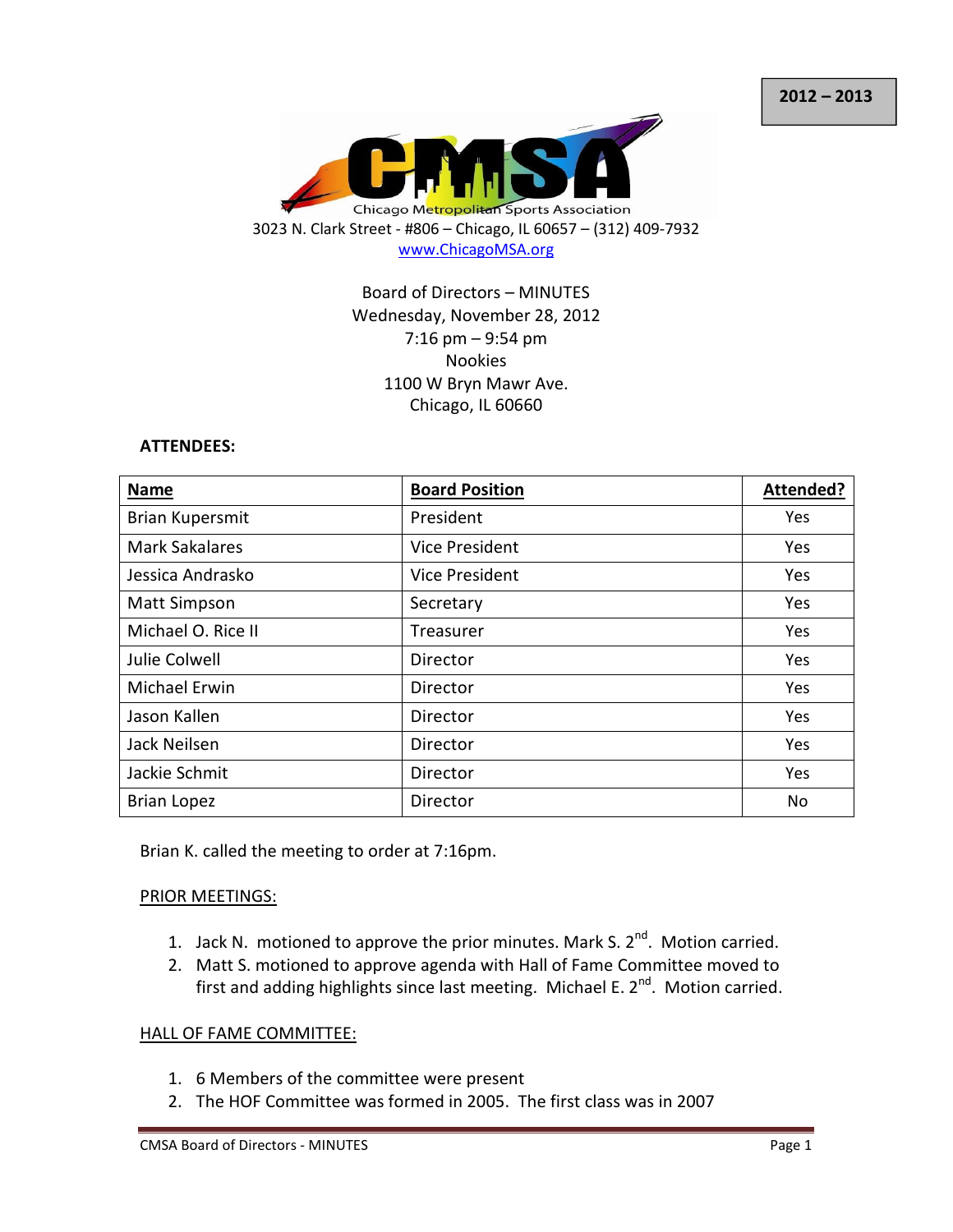2012 – 2013

Chicago Metropolitan Sports Association

3023 N. Clark Street - #806 – Chicago, IL 60657 – (312) 409-7932
www.ChicagoMSA.org

Board of Directors – MINUTES
Wednesday, November 28, 2012
7:16 pm – 9:54 pm
Nookies
1100 W Bryn Mawr Ave.
Chicago, IL 60660

**ATTENDEES:**

| Name | Board Position | Attended? |
|---|---|---|
| Brian Kupersmit | President | Yes |
| Mark Sakalares | Vice President | Yes |
| Jessica Andrasko | Vice President | Yes |
| Matt Simpson | Secretary | Yes |
| Michael O. Rice II | Treasurer | Yes |
| Julie Colwell | Director | Yes |
| Michael Erwin | Director | Yes |
| Jason Kallen | Director | Yes |
| Jack Neilsen | Director | Yes |
| Jackie Schmit | Director | Yes |
| Brian Lopez | Director | No |

Brian K. called the meeting to order at 7:16pm.

PRIOR MEETINGS:

1. Jack N. motioned to approve the prior minutes. Mark S. 2nd. Motion carried.
2. Matt S. motioned to approve agenda with Hall of Fame Committee moved to first and adding highlights since last meeting. Michael E. 2nd. Motion carried.

HALL OF FAME COMMITTEE:

1. 6 Members of the committee were present
2. The HOF Committee was formed in 2005. The first class was in 2007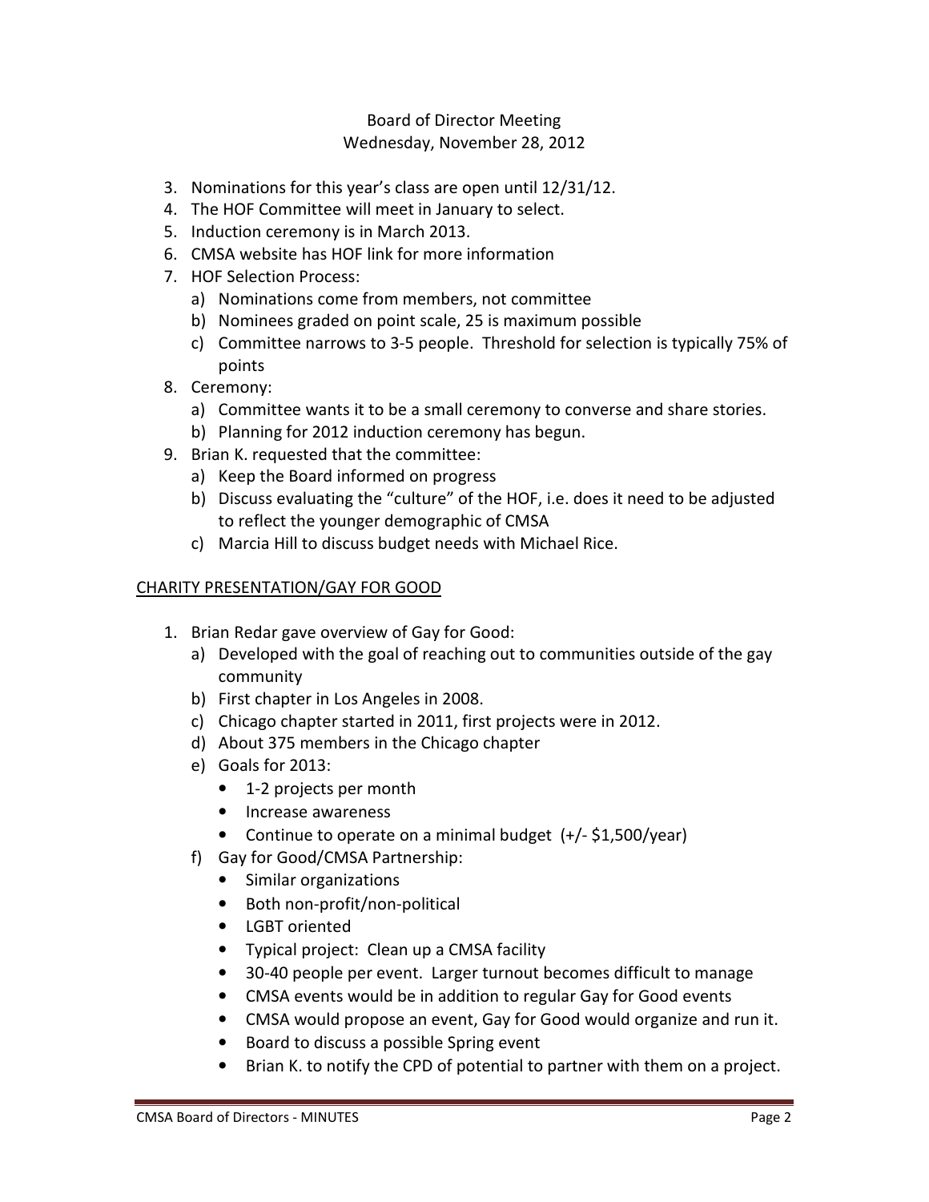Board of Director Meeting
Wednesday, November 28, 2012

3. Nominations for this year's class are open until 12/31/12.
4. The HOF Committee will meet in January to select.
5. Induction ceremony is in March 2013.
6. CMSA website has HOF link for more information
7. HOF Selection Process:
   a) Nominations come from members, not committee
   b) Nominees graded on point scale, 25 is maximum possible
   c) Committee narrows to 3-5 people. Threshold for selection is typically 75% of points
8. Ceremony:
   a) Committee wants it to be a small ceremony to converse and share stories.
   b) Planning for 2012 induction ceremony has begun.
9. Brian K. requested that the committee:
   a) Keep the Board informed on progress
   b) Discuss evaluating the "culture" of the HOF, i.e. does it need to be adjusted to reflect the younger demographic of CMSA
   c) Marcia Hill to discuss budget needs with Michael Rice.

<u>CHARITY PRESENTATION/GAY FOR GOOD</u>

1. Brian Redar gave overview of Gay for Good:
   a) Developed with the goal of reaching out to communities outside of the gay community
   b) First chapter in Los Angeles in 2008.
   c) Chicago chapter started in 2011, first projects were in 2012.
   d) About 375 members in the Chicago chapter
   e) Goals for 2013:
      - 1-2 projects per month
      - Increase awareness
      - Continue to operate on a minimal budget (+/- $1,500/year)
   f) Gay for Good/CMSA Partnership:
      - Similar organizations
      - Both non-profit/non-political
      - LGBT oriented
      - Typical project: Clean up a CMSA facility
      - 30-40 people per event. Larger turnout becomes difficult to manage
      - CMSA events would be in addition to regular Gay for Good events
      - CMSA would propose an event, Gay for Good would organize and run it.
      - Board to discuss a possible Spring event
      - Brian K. to notify the CPD of potential to partner with them on a project.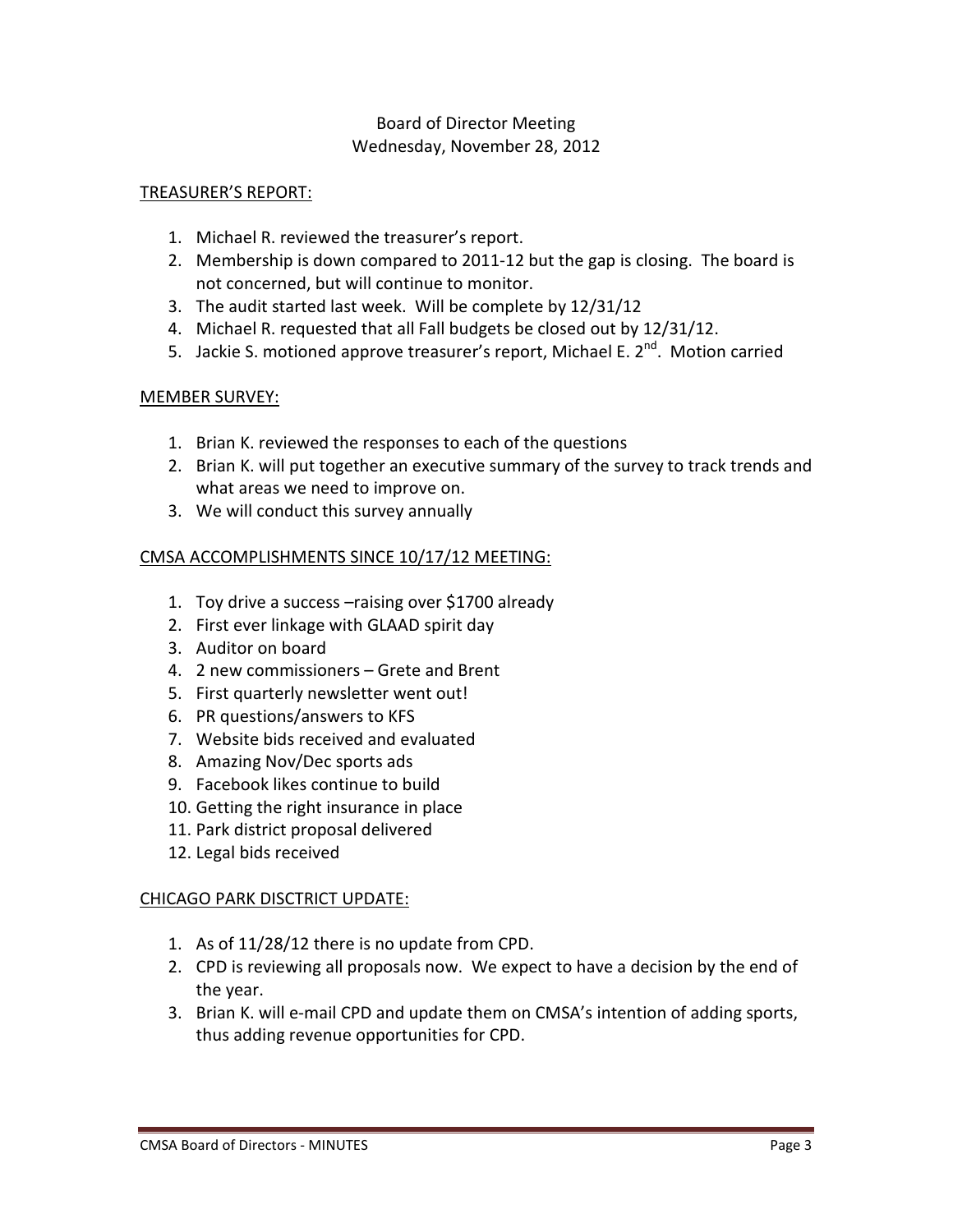Board of Director Meeting
Wednesday, November 28, 2012

## TREASURER'S REPORT:

1. Michael R. reviewed the treasurer's report.
2. Membership is down compared to 2011-12 but the gap is closing. The board is not concerned, but will continue to monitor.
3. The audit started last week. Will be complete by 12/31/12
4. Michael R. requested that all Fall budgets be closed out by 12/31/12.
5. Jackie S. motioned approve treasurer's report, Michael E. 2nd. Motion carried

## MEMBER SURVEY:

1. Brian K. reviewed the responses to each of the questions
2. Brian K. will put together an executive summary of the survey to track trends and what areas we need to improve on.
3. We will conduct this survey annually

## CMSA ACCOMPLISHMENTS SINCE 10/17/12 MEETING:

1. Toy drive a success –raising over $1700 already
2. First ever linkage with GLAAD spirit day
3. Auditor on board
4. 2 new commissioners – Grete and Brent
5. First quarterly newsletter went out!
6. PR questions/answers to KFS
7. Website bids received and evaluated
8. Amazing Nov/Dec sports ads
9. Facebook likes continue to build
10. Getting the right insurance in place
11. Park district proposal delivered
12. Legal bids received

## CHICAGO PARK DISCTRICT UPDATE:

1. As of 11/28/12 there is no update from CPD.
2. CPD is reviewing all proposals now. We expect to have a decision by the end of the year.
3. Brian K. will e-mail CPD and update them on CMSA's intention of adding sports, thus adding revenue opportunities for CPD.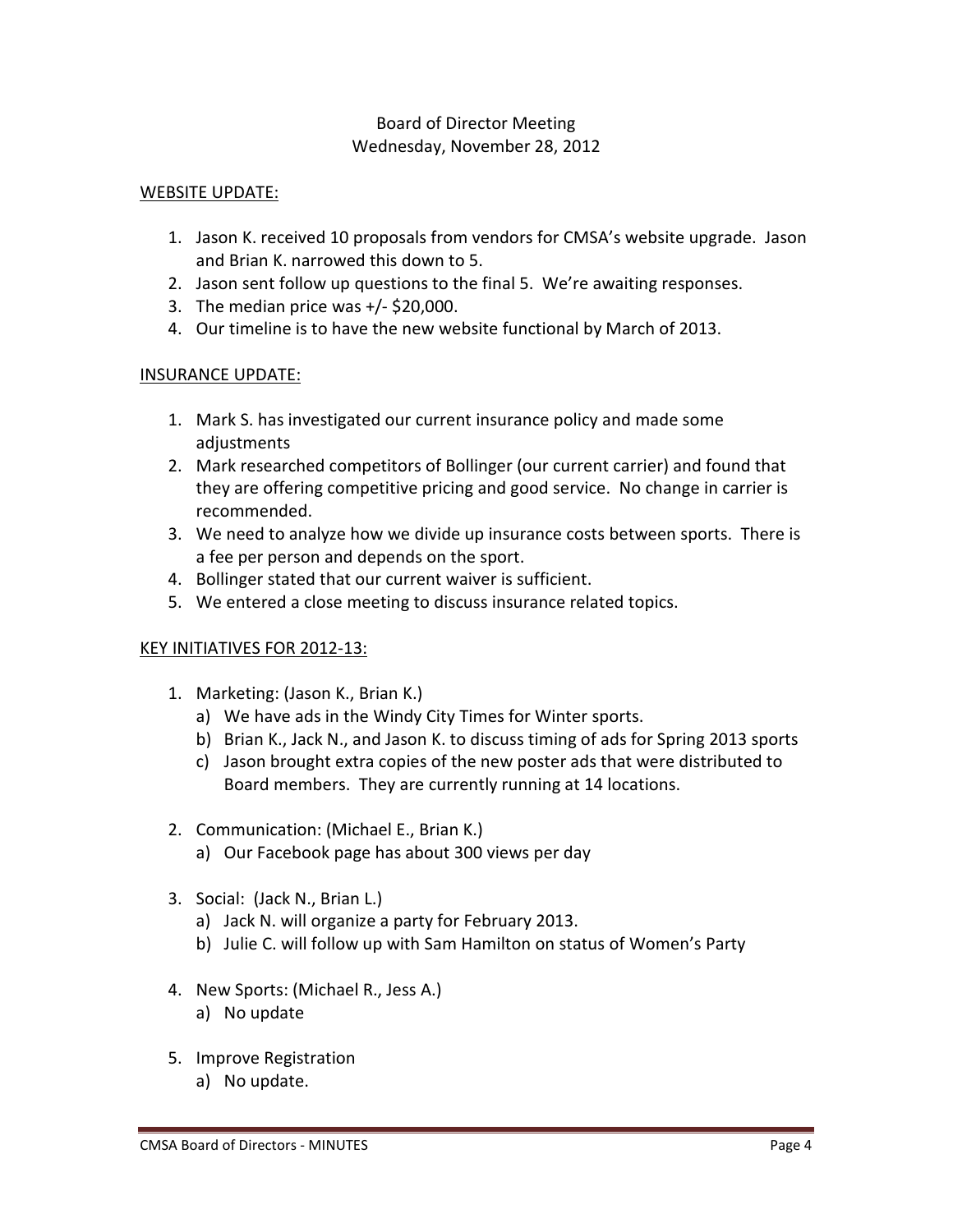Board of Director Meeting
Wednesday, November 28, 2012

<u>WEBSITE UPDATE:</u>

1. Jason K. received 10 proposals from vendors for CMSA's website upgrade. Jason and Brian K. narrowed this down to 5.
2. Jason sent follow up questions to the final 5. We're awaiting responses.
3. The median price was +/- $20,000.
4. Our timeline is to have the new website functional by March of 2013.

<u>INSURANCE UPDATE:</u>

1. Mark S. has investigated our current insurance policy and made some adjustments
2. Mark researched competitors of Bollinger (our current carrier) and found that they are offering competitive pricing and good service. No change in carrier is recommended.
3. We need to analyze how we divide up insurance costs between sports. There is a fee per person and depends on the sport.
4. Bollinger stated that our current waiver is sufficient.
5. We entered a close meeting to discuss insurance related topics.

<u>KEY INITIATIVES FOR 2012-13:</u>

1. Marketing: (Jason K., Brian K.)
   a) We have ads in the Windy City Times for Winter sports.
   b) Brian K., Jack N., and Jason K. to discuss timing of ads for Spring 2013 sports
   c) Jason brought extra copies of the new poster ads that were distributed to Board members. They are currently running at 14 locations.

2. Communication: (Michael E., Brian K.)
   a) Our Facebook page has about 300 views per day

3. Social: (Jack N., Brian L.)
   a) Jack N. will organize a party for February 2013.
   b) Julie C. will follow up with Sam Hamilton on status of Women's Party

4. New Sports: (Michael R., Jess A.)
   a) No update

5. Improve Registration
   a) No update.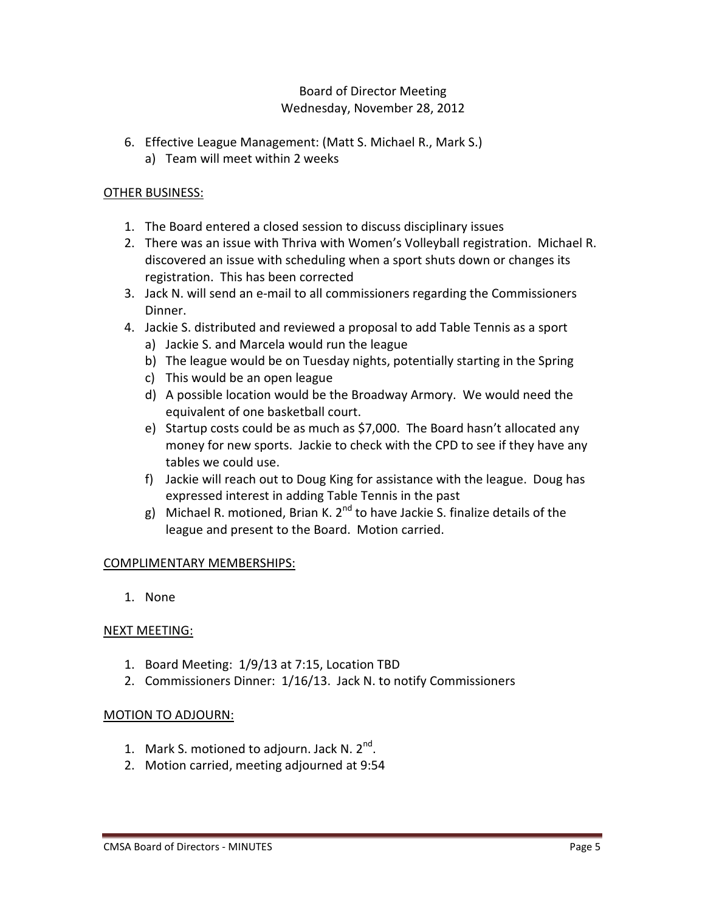Board of Director Meeting
Wednesday, November 28, 2012

6. Effective League Management: (Matt S. Michael R., Mark S.)
   a) Team will meet within 2 weeks

## OTHER BUSINESS:

1. The Board entered a closed session to discuss disciplinary issues
2. There was an issue with Thriva with Women's Volleyball registration. Michael R. discovered an issue with scheduling when a sport shuts down or changes its registration. This has been corrected
3. Jack N. will send an e-mail to all commissioners regarding the Commissioners Dinner.
4. Jackie S. distributed and reviewed a proposal to add Table Tennis as a sport
   a) Jackie S. and Marcela would run the league
   b) The league would be on Tuesday nights, potentially starting in the Spring
   c) This would be an open league
   d) A possible location would be the Broadway Armory. We would need the equivalent of one basketball court.
   e) Startup costs could be as much as $7,000. The Board hasn't allocated any money for new sports. Jackie to check with the CPD to see if they have any tables we could use.
   f) Jackie will reach out to Doug King for assistance with the league. Doug has expressed interest in adding Table Tennis in the past
   g) Michael R. motioned, Brian K. 2nd to have Jackie S. finalize details of the league and present to the Board. Motion carried.

## COMPLIMENTARY MEMBERSHIPS:

1. None

## NEXT MEETING:

1. Board Meeting: 1/9/13 at 7:15, Location TBD
2. Commissioners Dinner: 1/16/13. Jack N. to notify Commissioners

## MOTION TO ADJOURN:

1. Mark S. motioned to adjourn. Jack N. 2nd.
2. Motion carried, meeting adjourned at 9:54